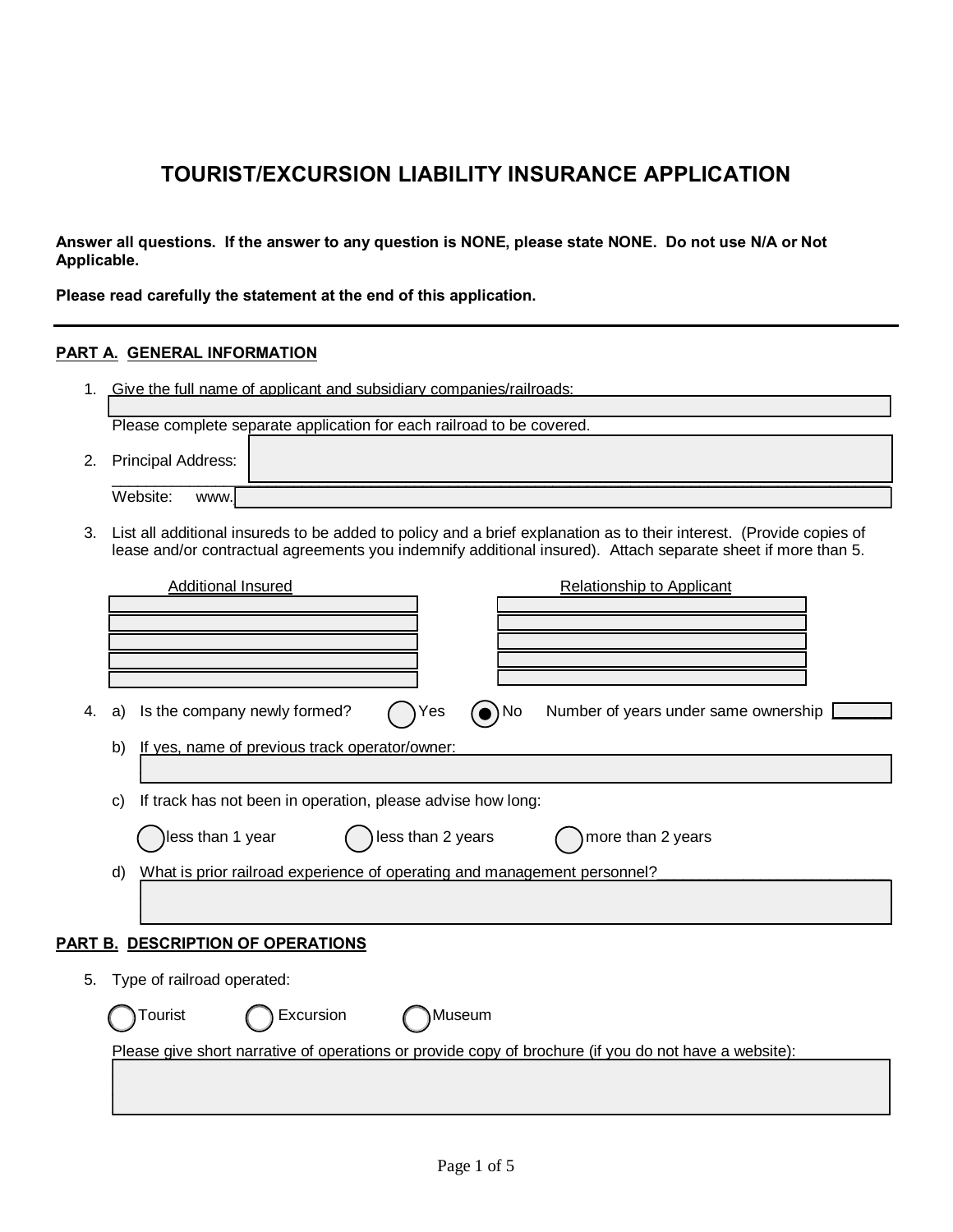# TOURIST/EXCURSION LIABILITY INSURANCE APPLICATION

**Answer all questions. If the answer to any question is NONE, please state NONE. Do not use N/A or Not Applicable.**

**Please read carefully the statement at the end of this application.**

---

## PART A. GENERAL INFORMATION

1. Give the full name of applicant and subsidiary companies/railroads:

   Please complete separate application for each railroad to be covered.

2. Principal Address:

   Website: www.

3. List all additional insureds to be added to policy and a brief explanation as to their interest. (Provide copies of lease and/or contractual agreements you indemnify additional insured). Attach separate sheet if more than 5.

| Additional Insured | Relationship to Applicant |
|---|---|
| | |
| | |
| | |
| | |
| | |

4. a) Is the company newly formed? ○ Yes ◉ No Number of years under same ownership

   b) If yes, name of previous track operator/owner:

   c) If track has not been in operation, please advise how long:

   ○ less than 1 year ○ less than 2 years ○ more than 2 years

   d) What is prior railroad experience of operating and management personnel?

## PART B. DESCRIPTION OF OPERATIONS

5. Type of railroad operated:

   ○ Tourist ○ Excursion ○ Museum

   Please give short narrative of operations or provide copy of brochure (if you do not have a website):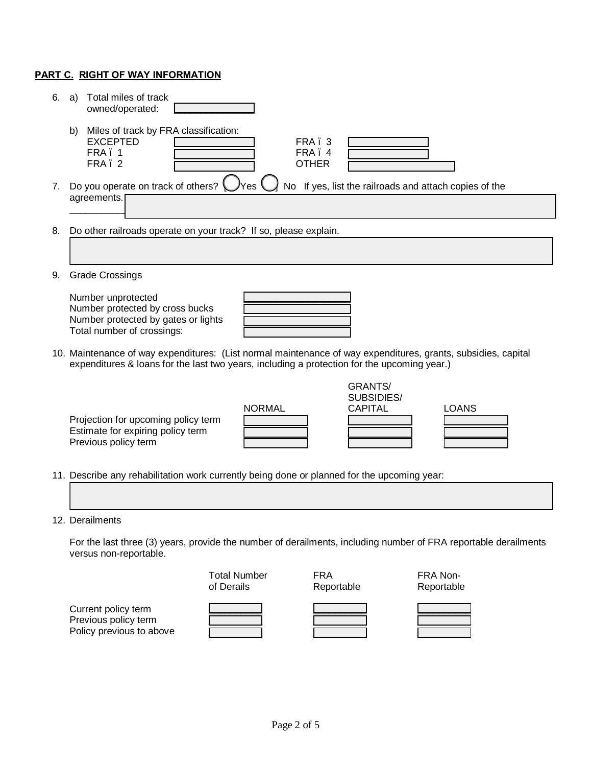**PART C. RIGHT OF WAY INFORMATION**

6. a) Total miles of track owned/operated: ______________

   b) Miles of track by FRA classification:

| | | | |
|---|---|---|---|
| EXCEPTED | | FRA ï 3 | |
| FRA ï 1 | | FRA ï 4 | |
| FRA ï 2 | | OTHER | |

7. Do you operate on track of others? ◯ Yes ◯ No If yes, list the railroads and attach copies of the agreements. __________

8. Do other railroads operate on your track? If so, please explain.

9. Grade Crossings

| | |
|---|---|
| Number unprotected | |
| Number protected by cross bucks | |
| Number protected by gates or lights | |
| Total number of crossings: | |

10. Maintenance of way expenditures: (List normal maintenance of way expenditures, grants, subsidies, capital expenditures & loans for the last two years, including a protection for the upcoming year.)

| | NORMAL | GRANTS/ SUBSIDIES/ CAPITAL | LOANS |
|---|---|---|---|
| Projection for upcoming policy term | | | |
| Estimate for expiring policy term | | | |
| Previous policy term | | | |

11. Describe any rehabilitation work currently being done or planned for the upcoming year:

12. Derailments

    For the last three (3) years, provide the number of derailments, including number of FRA reportable derailments versus non-reportable.

| | Total Number of Derails | FRA Reportable | FRA Non-Reportable |
|---|---|---|---|
| Current policy term | | | |
| Previous policy term | | | |
| Policy previous to above | | | |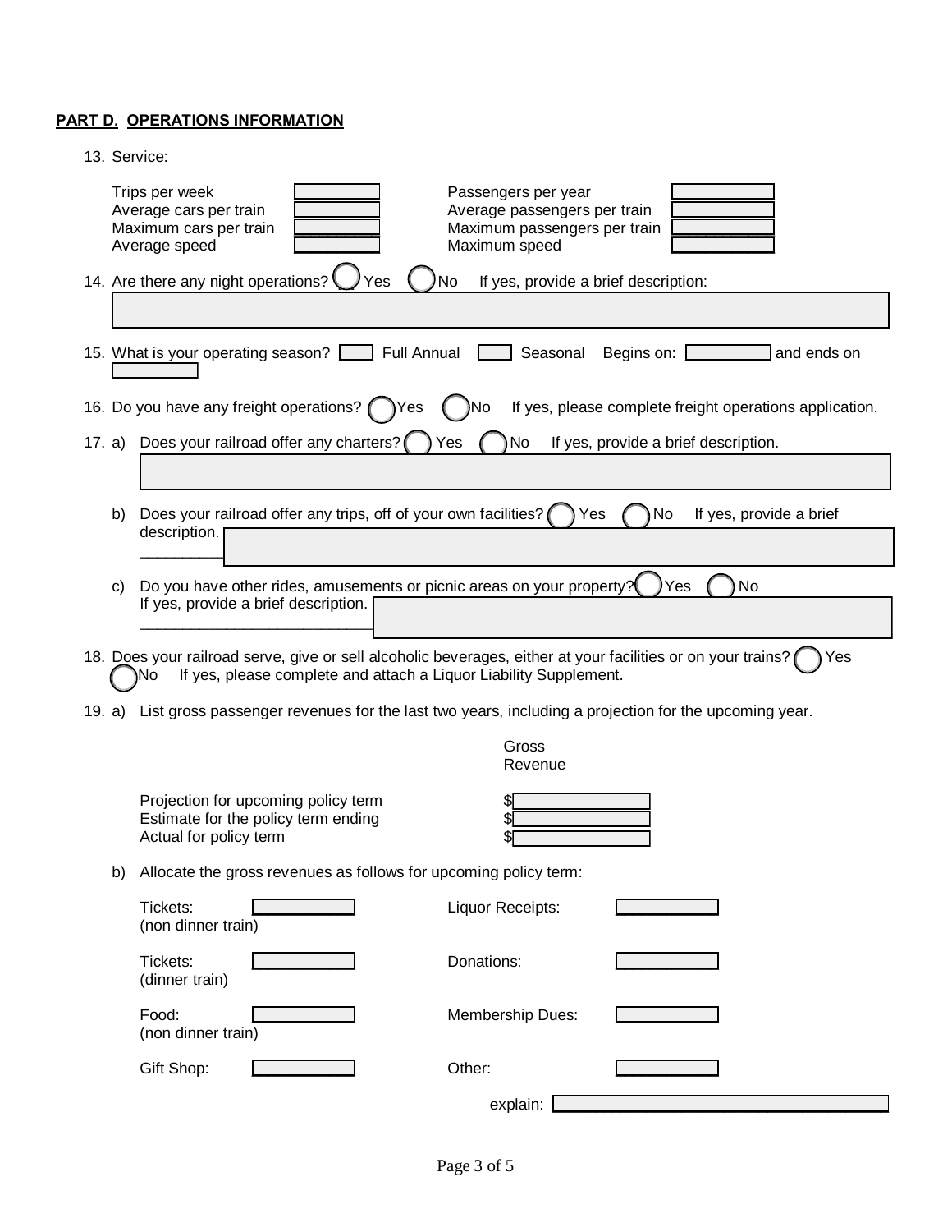**PART D. OPERATIONS INFORMATION**

13. Service:

| | | | |
|---|---|---|---|
| Trips per week | | Passengers per year | |
| Average cars per train | | Average passengers per train | |
| Maximum cars per train | | Maximum passengers per train | |
| Average speed | | Maximum speed | |

14. Are there any night operations? ◯ Yes ◯ No If yes, provide a brief description:

15. What is your operating season? ☐ Full Annual ☐ Seasonal Begins on: ______ and ends on ______

16. Do you have any freight operations? ◯ Yes ◯ No If yes, please complete freight operations application.

17. a) Does your railroad offer any charters? ◯ Yes ◯ No If yes, provide a brief description.

    b) Does your railroad offer any trips, off of your own facilities? ◯ Yes ◯ No If yes, provide a brief description. ______

    c) Do you have other rides, amusements or picnic areas on your property? ◯ Yes ◯ No If yes, provide a brief description. ______

18. Does your railroad serve, give or sell alcoholic beverages, either at your facilities or on your trains? ◯ Yes ◯ No If yes, please complete and attach a Liquor Liability Supplement.

19. a) List gross passenger revenues for the last two years, including a projection for the upcoming year.

| | Gross Revenue |
|---|---|
| Projection for upcoming policy term | $ |
| Estimate for the policy term ending | $ |
| Actual for policy term | $ |

    b) Allocate the gross revenues as follows for upcoming policy term:

| | | | |
|---|---|---|---|
| Tickets: (non dinner train) | | Liquor Receipts: | |
| Tickets: (dinner train) | | Donations: | |
| Food: (non dinner train) | | Membership Dues: | |
| Gift Shop: | | Other: | |

explain: ______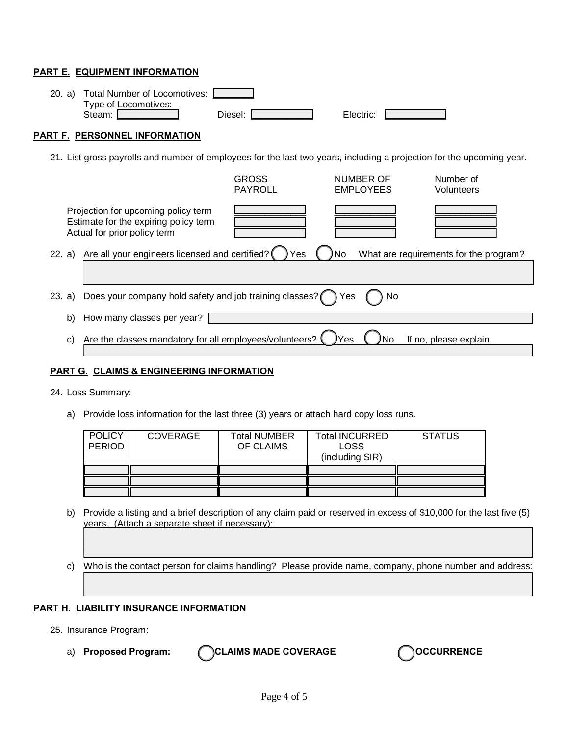**PART E. EQUIPMENT INFORMATION**

20. a) Total Number of Locomotives: \_\_\_\_\_\_
    Type of Locomotives:
    Steam: \_\_\_\_\_\_ Diesel: \_\_\_\_\_\_ Electric: \_\_\_\_\_\_

**PART F. PERSONNEL INFORMATION**

21. List gross payrolls and number of employees for the last two years, including a projection for the upcoming year.

| | GROSS PAYROLL | NUMBER OF EMPLOYEES | Number of Volunteers |
|---|---|---|---|
| Projection for upcoming policy term | | | |
| Estimate for the expiring policy term | | | |
| Actual for prior policy term | | | |

22. a) Are all your engineers licensed and certified? ◯ Yes ◯ No What are requirements for the program?

23. a) Does your company hold safety and job training classes? ◯ Yes ◯ No

    b) How many classes per year?

    c) Are the classes mandatory for all employees/volunteers? ◯ Yes ◯ No If no, please explain.

**PART G. CLAIMS & ENGINEERING INFORMATION**

24. Loss Summary:

    a) Provide loss information for the last three (3) years or attach hard copy loss runs.

| POLICY PERIOD | COVERAGE | Total NUMBER OF CLAIMS | Total INCURRED LOSS (including SIR) | STATUS |
|---|---|---|---|---|
| | | | | |
| | | | | |
| | | | | |

    b) Provide a listing and a brief description of any claim paid or reserved in excess of $10,000 for the last five (5) years. (Attach a separate sheet if necessary):

    c) Who is the contact person for claims handling? Please provide name, company, phone number and address:

**PART H. LIABILITY INSURANCE INFORMATION**

25. Insurance Program:

    a) **Proposed Program:** ◯ **CLAIMS MADE COVERAGE** ◯ **OCCURRENCE**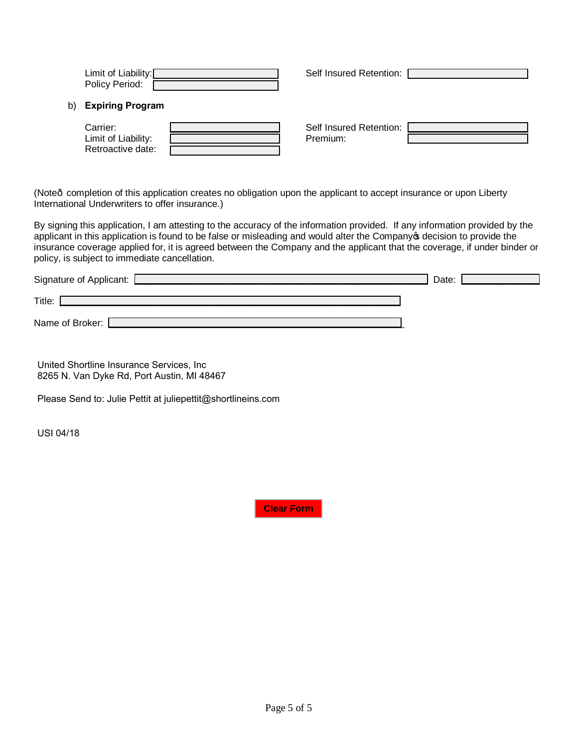Limit of Liability: 
Policy Period: 

Self Insured Retention: 

b) **Expiring Program**

Carrier: 
Limit of Liability: 
Retroactive date: 

Self Insured Retention: 
Premium: 

(Noteð completion of this application creates no obligation upon the applicant to accept insurance or upon Liberty International Underwriters to offer insurance.)

By signing this application, I am attesting to the accuracy of the information provided. If any information provided by the applicant in this application is found to be false or misleading and would alter the Companyø decision to provide the insurance coverage applied for, it is agreed between the Company and the applicant that the coverage, if under binder or policy, is subject to immediate cancellation.

Signature of Applicant: Date: 

Title: 

Name of Broker: 

United Shortline Insurance Services, Inc
8265 N. Van Dyke Rd, Port Austin, MI 48467

Please Send to: Julie Pettit at juliepettit@shortlineins.com

USI 04/18

Clear Form